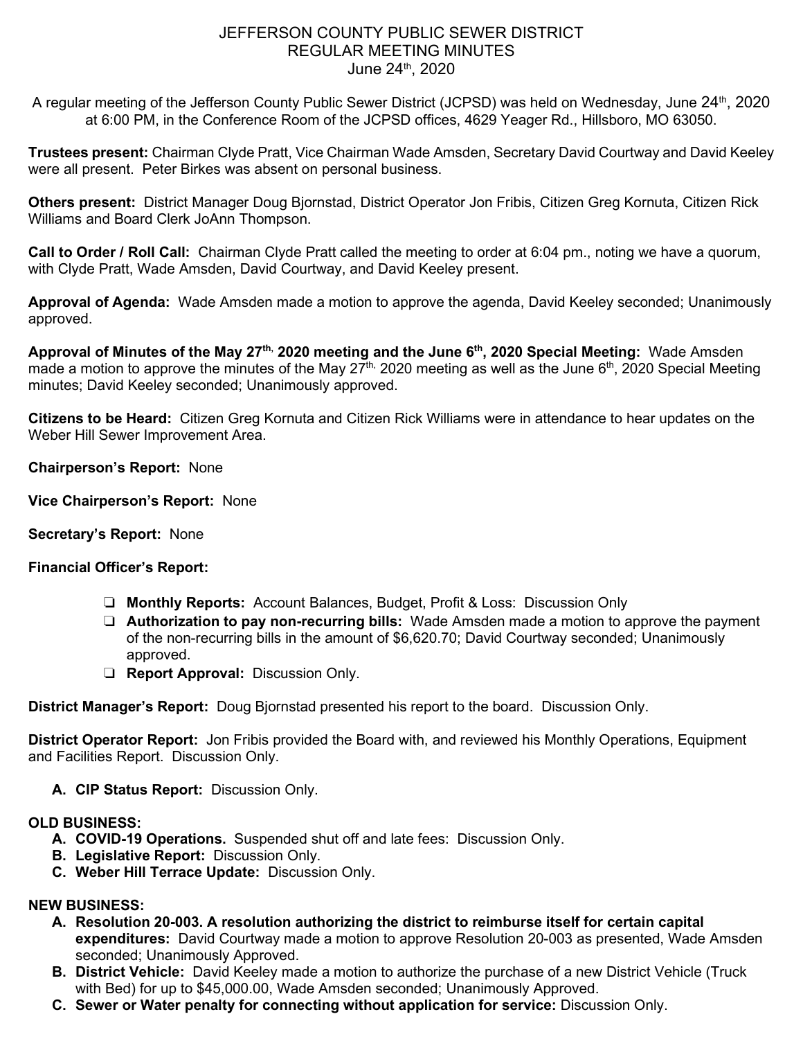# JEFFERSON COUNTY PUBLIC SEWER DISTRICT
## REGULAR MEETING MINUTES
### June 24th, 2020

A regular meeting of the Jefferson County Public Sewer District (JCPSD) was held on Wednesday, June 24th, 2020 at 6:00 PM, in the Conference Room of the JCPSD offices, 4629 Yeager Rd., Hillsboro, MO 63050.

**Trustees present:** Chairman Clyde Pratt, Vice Chairman Wade Amsden, Secretary David Courtway and David Keeley were all present. Peter Birkes was absent on personal business.

**Others present:** District Manager Doug Bjornstad, District Operator Jon Fribis, Citizen Greg Kornuta, Citizen Rick Williams and Board Clerk JoAnn Thompson.

**Call to Order / Roll Call:** Chairman Clyde Pratt called the meeting to order at 6:04 pm., noting we have a quorum, with Clyde Pratt, Wade Amsden, David Courtway, and David Keeley present.

**Approval of Agenda:** Wade Amsden made a motion to approve the agenda, David Keeley seconded; Unanimously approved.

**Approval of Minutes of the May 27th, 2020 meeting and the June 6th, 2020 Special Meeting:** Wade Amsden made a motion to approve the minutes of the May 27th, 2020 meeting as well as the June 6th, 2020 Special Meeting minutes; David Keeley seconded; Unanimously approved.

**Citizens to be Heard:** Citizen Greg Kornuta and Citizen Rick Williams were in attendance to hear updates on the Weber Hill Sewer Improvement Area.

**Chairperson's Report:** None

**Vice Chairperson's Report:** None

**Secretary's Report:** None

**Financial Officer's Report:**

- **Monthly Reports:** Account Balances, Budget, Profit & Loss: Discussion Only
- **Authorization to pay non-recurring bills:** Wade Amsden made a motion to approve the payment of the non-recurring bills in the amount of $6,620.70; David Courtway seconded; Unanimously approved.
- **Report Approval:** Discussion Only.

**District Manager's Report:** Doug Bjornstad presented his report to the board. Discussion Only.

**District Operator Report:** Jon Fribis provided the Board with, and reviewed his Monthly Operations, Equipment and Facilities Report. Discussion Only.

A. **CIP Status Report:** Discussion Only.

**OLD BUSINESS:**

A. **COVID-19 Operations.** Suspended shut off and late fees: Discussion Only.
B. **Legislative Report:** Discussion Only.
C. **Weber Hill Terrace Update:** Discussion Only.

**NEW BUSINESS:**

A. **Resolution 20-003. A resolution authorizing the district to reimburse itself for certain capital expenditures:** David Courtway made a motion to approve Resolution 20-003 as presented, Wade Amsden seconded; Unanimously Approved.
B. **District Vehicle:** David Keeley made a motion to authorize the purchase of a new District Vehicle (Truck with Bed) for up to $45,000.00, Wade Amsden seconded; Unanimously Approved.
C. **Sewer or Water penalty for connecting without application for service:** Discussion Only.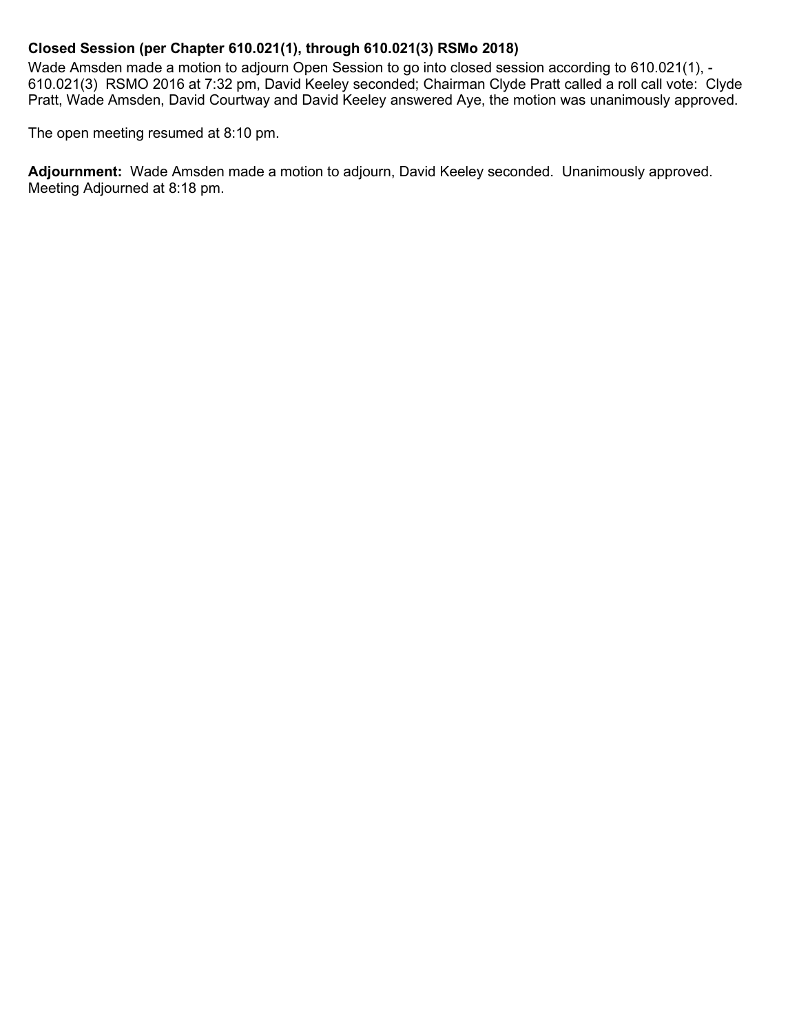**Closed Session (per Chapter 610.021(1), through 610.021(3) RSMo 2018)**

Wade Amsden made a motion to adjourn Open Session to go into closed session according to 610.021(1), - 610.021(3) RSMO 2016 at 7:32 pm, David Keeley seconded; Chairman Clyde Pratt called a roll call vote: Clyde Pratt, Wade Amsden, David Courtway and David Keeley answered Aye, the motion was unanimously approved.

The open meeting resumed at 8:10 pm.

**Adjournment:** Wade Amsden made a motion to adjourn, David Keeley seconded. Unanimously approved. Meeting Adjourned at 8:18 pm.